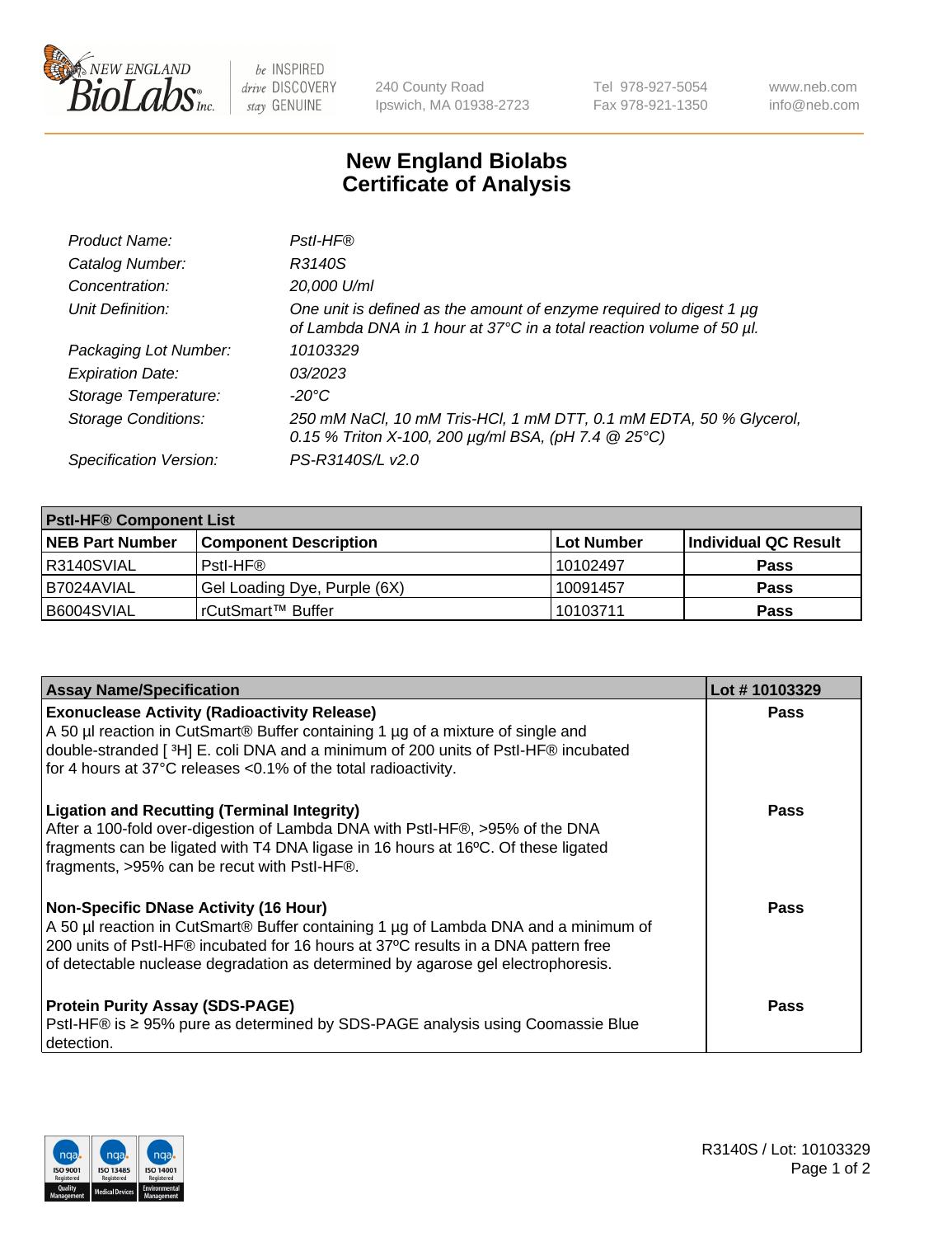New England BioLabs Inc. — be INSPIRED drive DISCOVERY stay GENUINE

240 County Road, Ipswich, MA 01938-2723 | Tel 978-927-5054 | Fax 978-921-1350 | www.neb.com | info@neb.com

# New England Biolabs
# Certificate of Analysis

| | |
|---|---|
| *Product Name:* | *PstI-HF®* |
| *Catalog Number:* | *R3140S* |
| *Concentration:* | *20,000 U/ml* |
| *Unit Definition:* | *One unit is defined as the amount of enzyme required to digest 1 µg of Lambda DNA in 1 hour at 37°C in a total reaction volume of 50 µl.* |
| *Packaging Lot Number:* | *10103329* |
| *Expiration Date:* | *03/2023* |
| *Storage Temperature:* | *-20°C* |
| *Storage Conditions:* | *250 mM NaCl, 10 mM Tris-HCl, 1 mM DTT, 0.1 mM EDTA, 50 % Glycerol, 0.15 % Triton X-100, 200 µg/ml BSA, (pH 7.4 @ 25°C)* |
| *Specification Version:* | *PS-R3140S/L v2.0* |

**PstI-HF® Component List**

| NEB Part Number | Component Description | Lot Number | Individual QC Result |
|---|---|---|---|
| R3140SVIAL | PstI-HF® | 10102497 | Pass |
| B7024AVIAL | Gel Loading Dye, Purple (6X) | 10091457 | Pass |
| B6004SVIAL | rCutSmart™ Buffer | 10103711 | Pass |

| Assay Name/Specification | Lot # 10103329 |
|---|---|
| **Exonuclease Activity (Radioactivity Release)**<br>A 50 µl reaction in CutSmart® Buffer containing 1 µg of a mixture of single and double-stranded [ $^3$H] E. coli DNA and a minimum of 200 units of PstI-HF® incubated for 4 hours at 37°C releases <0.1% of the total radioactivity. | Pass |
| **Ligation and Recutting (Terminal Integrity)**<br>After a 100-fold over-digestion of Lambda DNA with PstI-HF®, >95% of the DNA fragments can be ligated with T4 DNA ligase in 16 hours at 16ºC. Of these ligated fragments, >95% can be recut with PstI-HF®. | Pass |
| **Non-Specific DNase Activity (16 Hour)**<br>A 50 µl reaction in CutSmart® Buffer containing 1 µg of Lambda DNA and a minimum of 200 units of PstI-HF® incubated for 16 hours at 37ºC results in a DNA pattern free of detectable nuclease degradation as determined by agarose gel electrophoresis. | Pass |
| **Protein Purity Assay (SDS-PAGE)**<br>PstI-HF® is ≥ 95% pure as determined by SDS-PAGE analysis using Coomassie Blue detection. | Pass |

ISO 9001 Registered Quality Management | ISO 13485 Registered Medical Devices | ISO 14001 Registered Environmental Management

R3140S / Lot: 10103329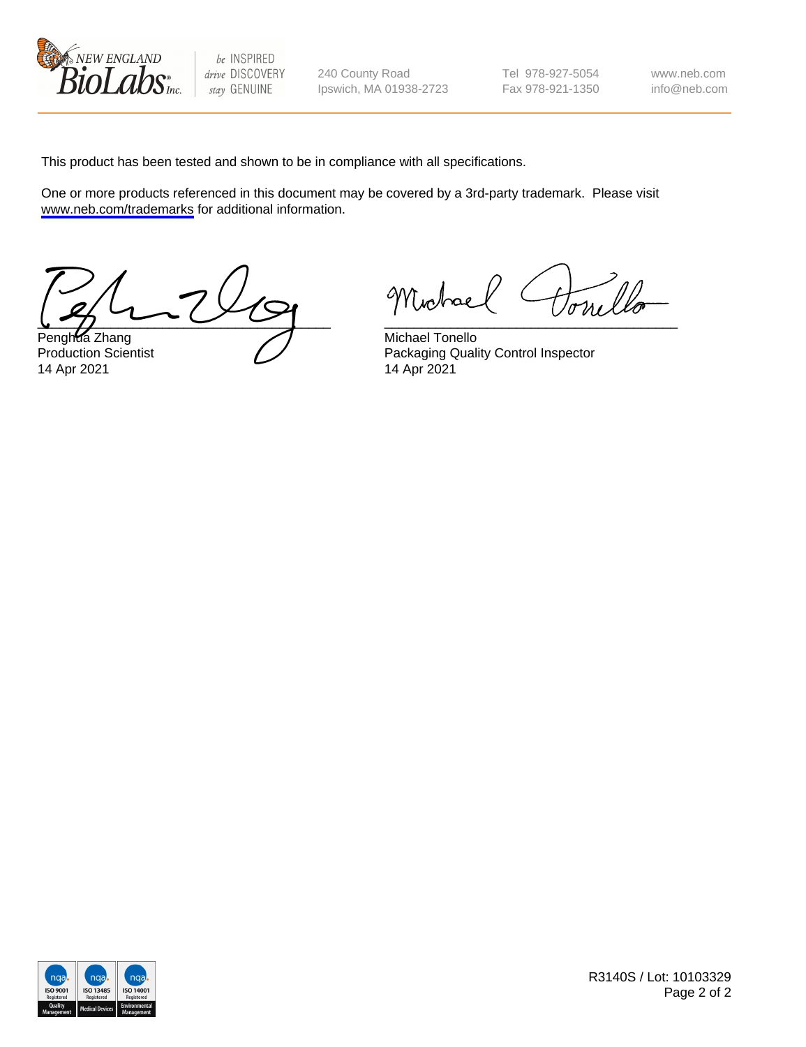This product has been tested and shown to be in compliance with all specifications.

One or more products referenced in this document may be covered by a 3rd-party trademark. Please visit www.neb.com/trademarks for additional information.

Penghua Zhang
Production Scientist
14 Apr 2021

Michael Tonello
Packaging Quality Control Inspector
14 Apr 2021

R3140S / Lot: 10103329